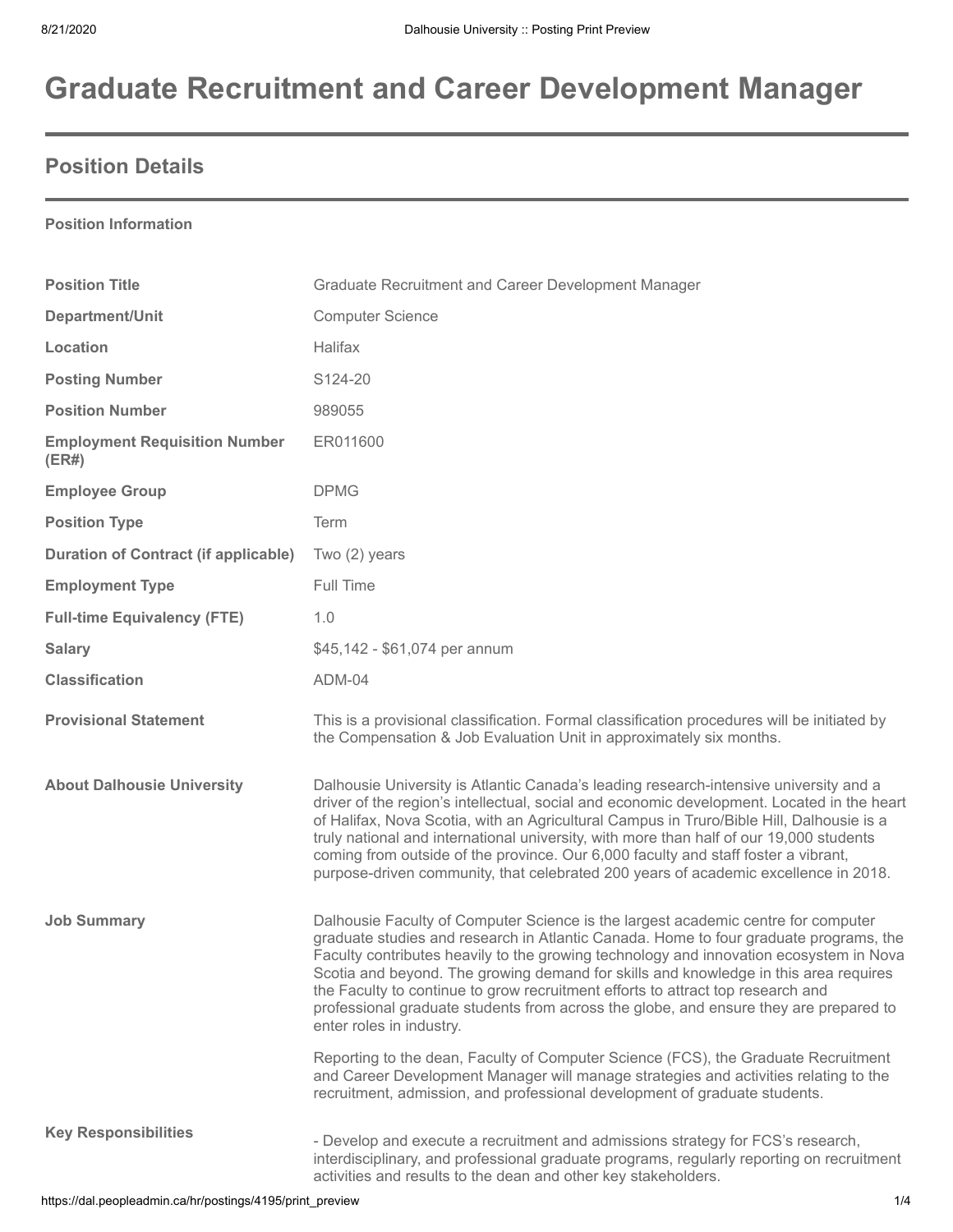# Graduate Recruitment and Career Development Manager

## Position Details

**Position Information**

| | |
|---|---|
| **Position Title** | Graduate Recruitment and Career Development Manager |
| **Department/Unit** | Computer Science |
| **Location** | Halifax |
| **Posting Number** | S124-20 |
| **Position Number** | 989055 |
| **Employment Requisition Number (ER#)** | ER011600 |
| **Employee Group** | DPMG |
| **Position Type** | Term |
| **Duration of Contract (if applicable)** | Two (2) years |
| **Employment Type** | Full Time |
| **Full-time Equivalency (FTE)** | 1.0 |
| **Salary** | $45,142 - $61,074 per annum |
| **Classification** | ADM-04 |
| **Provisional Statement** | This is a provisional classification. Formal classification procedures will be initiated by the Compensation & Job Evaluation Unit in approximately six months. |
| **About Dalhousie University** | Dalhousie University is Atlantic Canada's leading research-intensive university and a driver of the region's intellectual, social and economic development. Located in the heart of Halifax, Nova Scotia, with an Agricultural Campus in Truro/Bible Hill, Dalhousie is a truly national and international university, with more than half of our 19,000 students coming from outside of the province. Our 6,000 faculty and staff foster a vibrant, purpose-driven community, that celebrated 200 years of academic excellence in 2018. |
| **Job Summary** | Dalhousie Faculty of Computer Science is the largest academic centre for computer graduate studies and research in Atlantic Canada. Home to four graduate programs, the Faculty contributes heavily to the growing technology and innovation ecosystem in Nova Scotia and beyond. The growing demand for skills and knowledge in this area requires the Faculty to continue to grow recruitment efforts to attract top research and professional graduate students from across the globe, and ensure they are prepared to enter roles in industry.<br><br>Reporting to the dean, Faculty of Computer Science (FCS), the Graduate Recruitment and Career Development Manager will manage strategies and activities relating to the recruitment, admission, and professional development of graduate students. |
| **Key Responsibilities** | - Develop and execute a recruitment and admissions strategy for FCS's research, interdisciplinary, and professional graduate programs, regularly reporting on recruitment activities and results to the dean and other key stakeholders. |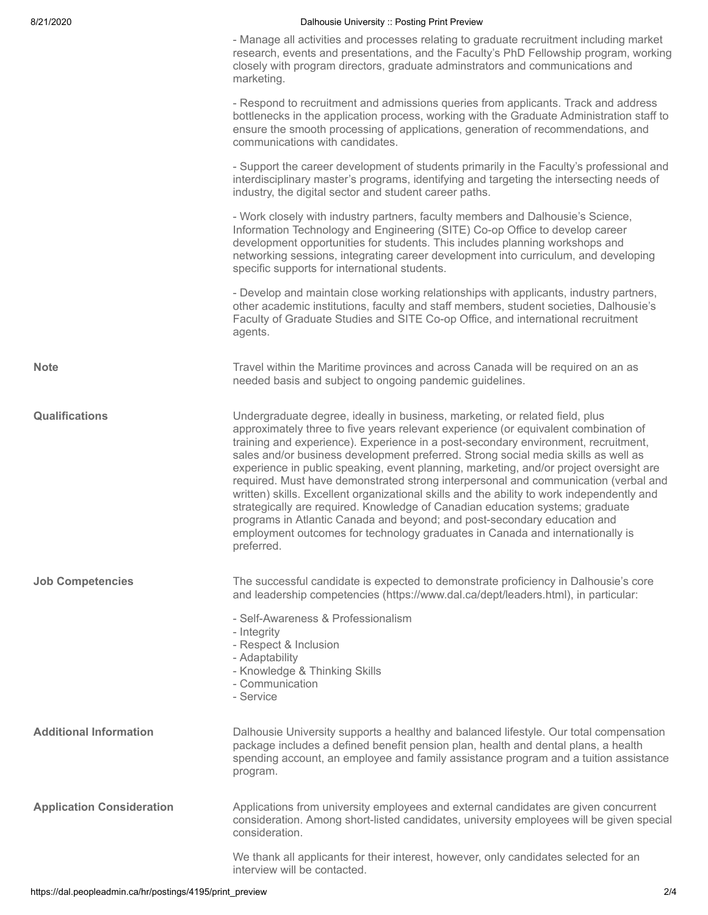- Manage all activities and processes relating to graduate recruitment including market research, events and presentations, and the Faculty's PhD Fellowship program, working closely with program directors, graduate adminstrators and communications and marketing.

- Respond to recruitment and admissions queries from applicants. Track and address bottlenecks in the application process, working with the Graduate Administration staff to ensure the smooth processing of applications, generation of recommendations, and communications with candidates.

- Support the career development of students primarily in the Faculty's professional and interdisciplinary master's programs, identifying and targeting the intersecting needs of industry, the digital sector and student career paths.

- Work closely with industry partners, faculty members and Dalhousie's Science, Information Technology and Engineering (SITE) Co-op Office to develop career development opportunities for students. This includes planning workshops and networking sessions, integrating career development into curriculum, and developing specific supports for international students.

- Develop and maintain close working relationships with applicants, industry partners, other academic institutions, faculty and staff members, student societies, Dalhousie's Faculty of Graduate Studies and SITE Co-op Office, and international recruitment agents.

**Note**

Travel within the Maritime provinces and across Canada will be required on an as needed basis and subject to ongoing pandemic guidelines.

**Qualifications**

Undergraduate degree, ideally in business, marketing, or related field, plus approximately three to five years relevant experience (or equivalent combination of training and experience). Experience in a post-secondary environment, recruitment, sales and/or business development preferred. Strong social media skills as well as experience in public speaking, event planning, marketing, and/or project oversight are required. Must have demonstrated strong interpersonal and communication (verbal and written) skills. Excellent organizational skills and the ability to work independently and strategically are required. Knowledge of Canadian education systems; graduate programs in Atlantic Canada and beyond; and post-secondary education and employment outcomes for technology graduates in Canada and internationally is preferred.

**Job Competencies**

The successful candidate is expected to demonstrate proficiency in Dalhousie's core and leadership competencies (https://www.dal.ca/dept/leaders.html), in particular:

- Self-Awareness & Professionalism
- Integrity
- Respect & Inclusion
- Adaptability
- Knowledge & Thinking Skills
- Communication
- Service

**Additional Information**

Dalhousie University supports a healthy and balanced lifestyle. Our total compensation package includes a defined benefit pension plan, health and dental plans, a health spending account, an employee and family assistance program and a tuition assistance program.

**Application Consideration**

Applications from university employees and external candidates are given concurrent consideration. Among short-listed candidates, university employees will be given special consideration.

We thank all applicants for their interest, however, only candidates selected for an interview will be contacted.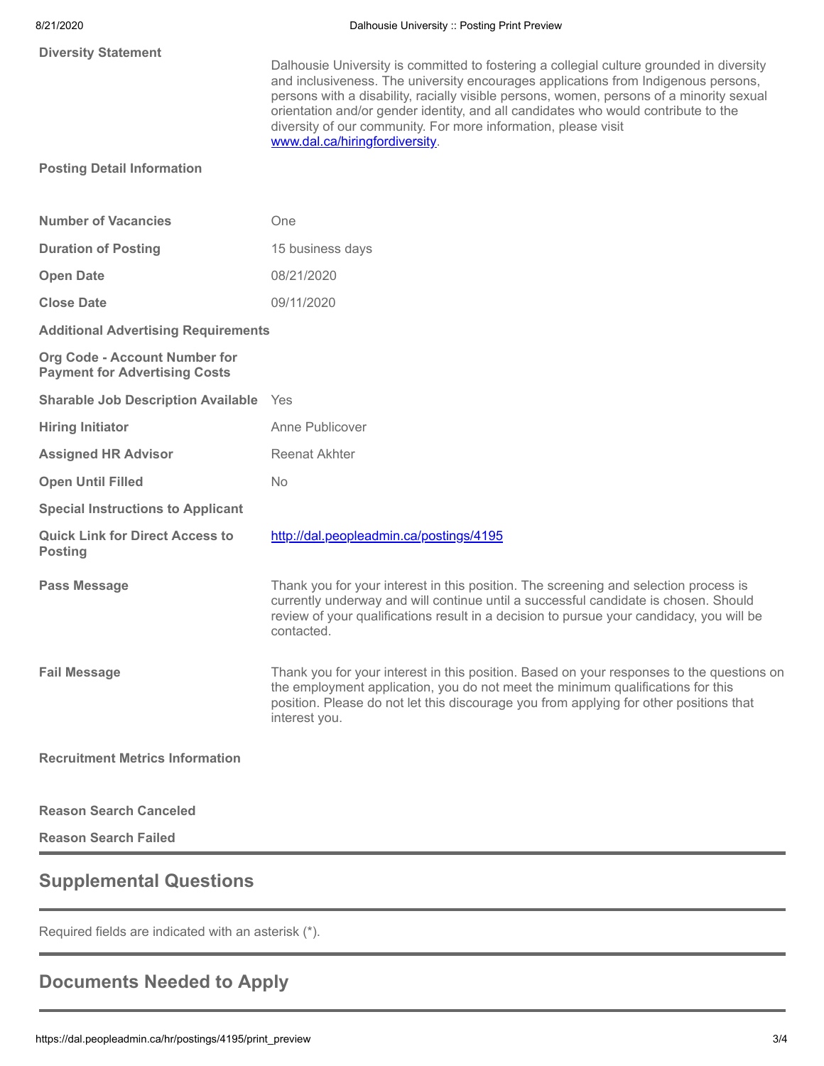**Diversity Statement**

Dalhousie University is committed to fostering a collegial culture grounded in diversity and inclusiveness. The university encourages applications from Indigenous persons, persons with a disability, racially visible persons, women, persons of a minority sexual orientation and/or gender identity, and all candidates who would contribute to the diversity of our community. For more information, please visit [www.dal.ca/hiringfordiversity](www.dal.ca/hiringfordiversity).

**Posting Detail Information**

| | |
|---|---|
| **Number of Vacancies** | One |
| **Duration of Posting** | 15 business days |
| **Open Date** | 08/21/2020 |
| **Close Date** | 09/11/2020 |
| **Additional Advertising Requirements** | |
| **Org Code - Account Number for Payment for Advertising Costs** | |
| **Sharable Job Description Available** | Yes |
| **Hiring Initiator** | Anne Publicover |
| **Assigned HR Advisor** | Reenat Akhter |
| **Open Until Filled** | No |
| **Special Instructions to Applicant** | |
| **Quick Link for Direct Access to Posting** | [http://dal.peopleadmin.ca/postings/4195](http://dal.peopleadmin.ca/postings/4195) |
| **Pass Message** | Thank you for your interest in this position. The screening and selection process is currently underway and will continue until a successful candidate is chosen. Should review of your qualifications result in a decision to pursue your candidacy, you will be contacted. |
| **Fail Message** | Thank you for your interest in this position. Based on your responses to the questions on the employment application, you do not meet the minimum qualifications for this position. Please do not let this discourage you from applying for other positions that interest you. |

**Recruitment Metrics Information**

**Reason Search Canceled**

**Reason Search Failed**

## Supplemental Questions

Required fields are indicated with an asterisk (*).

## Documents Needed to Apply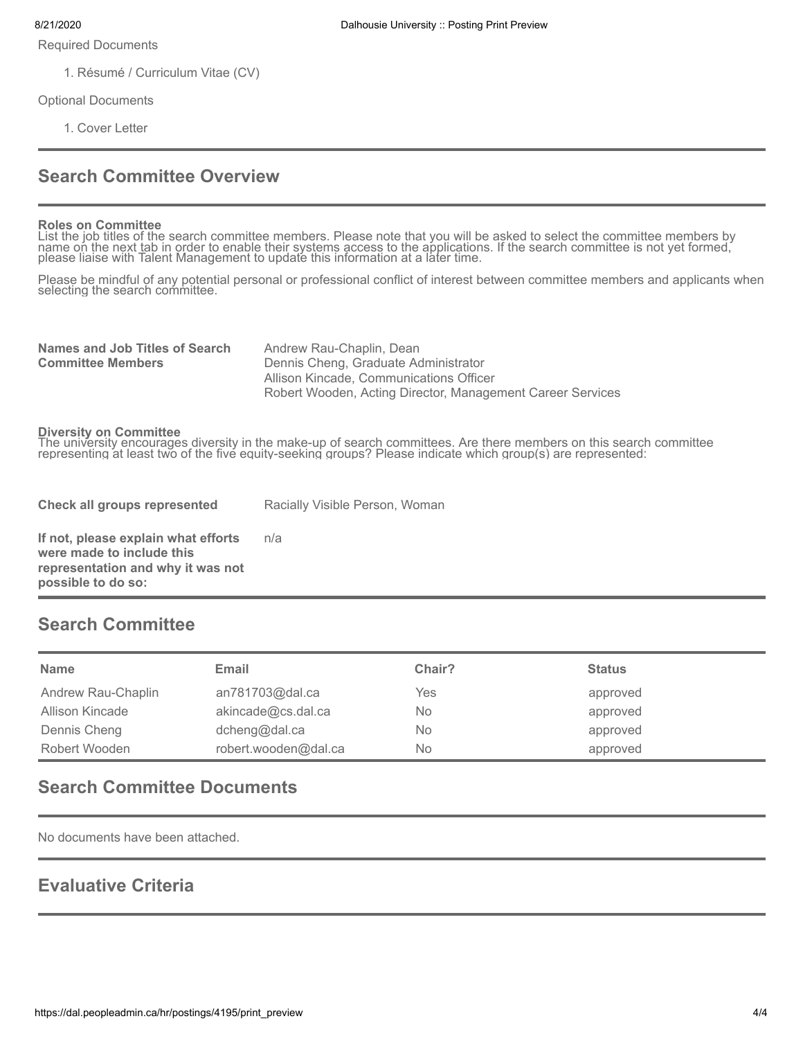Required Documents

1. Résumé / Curriculum Vitae (CV)

Optional Documents

1. Cover Letter

## Search Committee Overview

**Roles on Committee**
List the job titles of the search committee members. Please note that you will be asked to select the committee members by name on the next tab in order to enable their systems access to the applications. If the search committee is not yet formed, please liaise with Talent Management to update this information at a later time.

Please be mindful of any potential personal or professional conflict of interest between committee members and applicants when selecting the search committee.

| | |
|---|---|
| **Names and Job Titles of Search Committee Members** | Andrew Rau-Chaplin, Dean<br>Dennis Cheng, Graduate Administrator<br>Allison Kincade, Communications Officer<br>Robert Wooden, Acting Director, Management Career Services |

**Diversity on Committee**
The university encourages diversity in the make-up of search committees. Are there members on this search committee representing at least two of the five equity-seeking groups? Please indicate which group(s) are represented:

| | |
|---|---|
| **Check all groups represented** | Racially Visible Person, Woman |
| **If not, please explain what efforts were made to include this representation and why it was not possible to do so:** | n/a |

## Search Committee

| Name | Email | Chair? | Status |
|---|---|---|---|
| Andrew Rau-Chaplin | an781703@dal.ca | Yes | approved |
| Allison Kincade | akincade@cs.dal.ca | No | approved |
| Dennis Cheng | dcheng@dal.ca | No | approved |
| Robert Wooden | robert.wooden@dal.ca | No | approved |

## Search Committee Documents

No documents have been attached.

## Evaluative Criteria